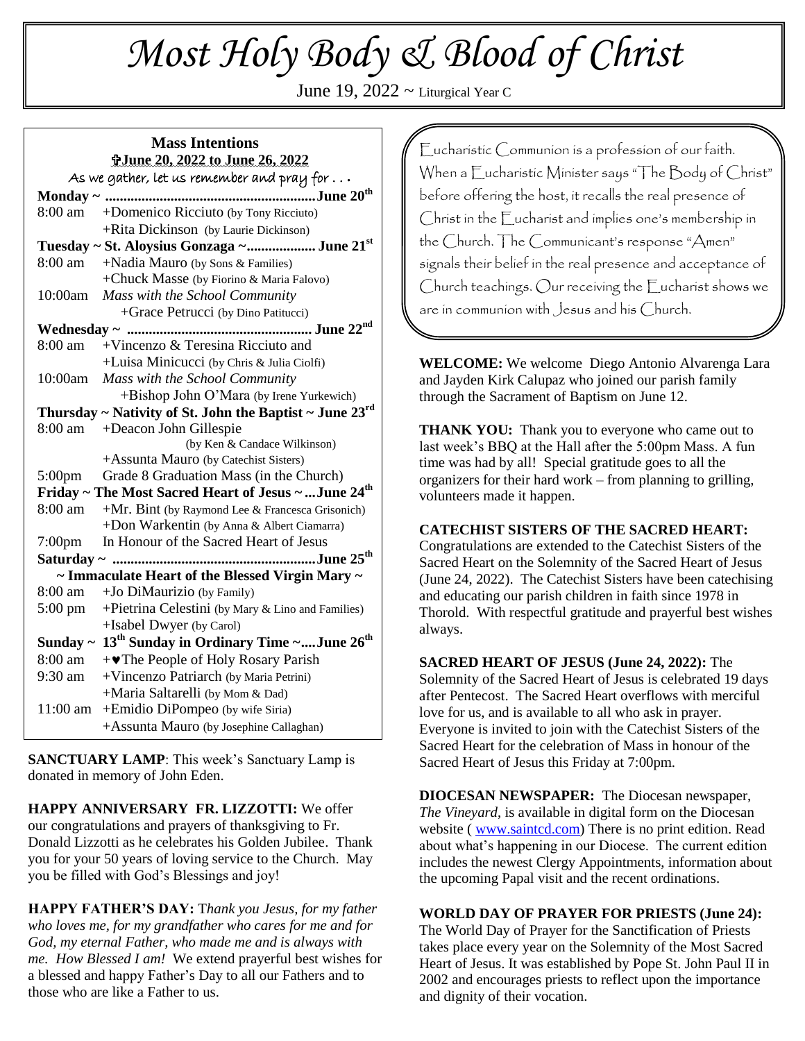// Most Holy Body & Blood of Christ

June 19, 2022 ~ Liturgical Year C

## Mass Intentions

**✠June 20, 2022 to June 26, 2022**

As we gather, let us remember and pray for . . .

**Monday ~ ........................................................ June 20th**

| | |
|---|---|
| 8:00 am | +Domenico Ricciuto (by Tony Ricciuto) |
| | +Rita Dickinson (by Laurie Dickinson) |

**Tuesday ~ St. Aloysius Gonzaga ~.................. June 21st**

| | |
|---|---|
| 8:00 am | +Nadia Mauro (by Sons & Families) |
| | +Chuck Masse (by Fiorino & Maria Falovo) |
| 10:00am | *Mass with the School Community* |
| | +Grace Petrucci (by Dino Patitucci) |

**Wednesday ~ ................................................. June 22nd**

| | |
|---|---|
| 8:00 am | +Vincenzo & Teresina Ricciuto and |
| | +Luisa Minicucci (by Chris & Julia Ciolfi) |
| 10:00am | *Mass with the School Community* |
| | +Bishop John O'Mara (by Irene Yurkewich) |

**Thursday ~ Nativity of St. John the Baptist ~ June 23rd**

| | |
|---|---|
| 8:00 am | +Deacon John Gillespie (by Ken & Candace Wilkinson) |
| | +Assunta Mauro (by Catechist Sisters) |
| 5:00pm | Grade 8 Graduation Mass (in the Church) |

**Friday ~ The Most Sacred Heart of Jesus ~ ... June 24th**

| | |
|---|---|
| 8:00 am | +Mr. Bint (by Raymond Lee & Francesca Grisonich) |
| | +Don Warkentin (by Anna & Albert Ciamarra) |
| 7:00pm | In Honour of the Sacred Heart of Jesus |

**Saturday ~ ...................................................... June 25th**

**~ Immaculate Heart of the Blessed Virgin Mary ~**

| | |
|---|---|
| 8:00 am | +Jo DiMaurizio (by Family) |
| 5:00 pm | +Pietrina Celestini (by Mary & Lino and Families) |
| | +Isabel Dwyer (by Carol) |

**Sunday ~ 13th Sunday in Ordinary Time ~.... June 26th**

| | |
|---|---|
| 8:00 am | +♥The People of Holy Rosary Parish |
| 9:30 am | +Vincenzo Patriarch (by Maria Petrini) |
| | +Maria Saltarelli (by Mom & Dad) |
| 11:00 am | +Emidio DiPompeo (by wife Siria) |
| | +Assunta Mauro (by Josephine Callaghan) |

**SANCTUARY LAMP**: This week's Sanctuary Lamp is donated in memory of John Eden.

**HAPPY ANNIVERSARY FR. LIZZOTTI:** We offer our congratulations and prayers of thanksgiving to Fr. Donald Lizzotti as he celebrates his Golden Jubilee. Thank you for your 50 years of loving service to the Church. May you be filled with God's Blessings and joy!

**HAPPY FATHER'S DAY:** *Thank you Jesus, for my father who loves me, for my grandfather who cares for me and for God, my eternal Father, who made me and is always with me. How Blessed I am!* We extend prayerful best wishes for a blessed and happy Father's Day to all our Fathers and to those who are like a Father to us.

Eucharistic Communion is a profession of our faith. When a Eucharistic Minister says "The Body of Christ" before offering the host, it recalls the real presence of Christ in the Eucharist and implies one's membership in the Church. The Communicant's response "Amen" signals their belief in the real presence and acceptance of Church teachings. Our receiving the Eucharist shows we are in communion with Jesus and his Church.

**WELCOME:** We welcome Diego Antonio Alvarenga Lara and Jayden Kirk Calupaz who joined our parish family through the Sacrament of Baptism on June 12.

**THANK YOU:** Thank you to everyone who came out to last week's BBQ at the Hall after the 5:00pm Mass. A fun time was had by all! Special gratitude goes to all the organizers for their hard work – from planning to grilling, volunteers made it happen.

**CATECHIST SISTERS OF THE SACRED HEART:** Congratulations are extended to the Catechist Sisters of the Sacred Heart on the Solemnity of the Sacred Heart of Jesus (June 24, 2022). The Catechist Sisters have been catechising and educating our parish children in faith since 1978 in Thorold. With respectful gratitude and prayerful best wishes always.

**SACRED HEART OF JESUS (June 24, 2022):** The Solemnity of the Sacred Heart of Jesus is celebrated 19 days after Pentecost. The Sacred Heart overflows with merciful love for us, and is available to all who ask in prayer. Everyone is invited to join with the Catechist Sisters of the Sacred Heart for the celebration of Mass in honour of the Sacred Heart of Jesus this Friday at 7:00pm.

**DIOCESAN NEWSPAPER:** The Diocesan newspaper, *The Vineyard*, is available in digital form on the Diocesan website ( www.saintcd.com) There is no print edition. Read about what's happening in our Diocese. The current edition includes the newest Clergy Appointments, information about the upcoming Papal visit and the recent ordinations.

**WORLD DAY OF PRAYER FOR PRIESTS (June 24):** The World Day of Prayer for the Sanctification of Priests takes place every year on the Solemnity of the Most Sacred Heart of Jesus. It was established by Pope St. John Paul II in 2002 and encourages priests to reflect upon the importance and dignity of their vocation.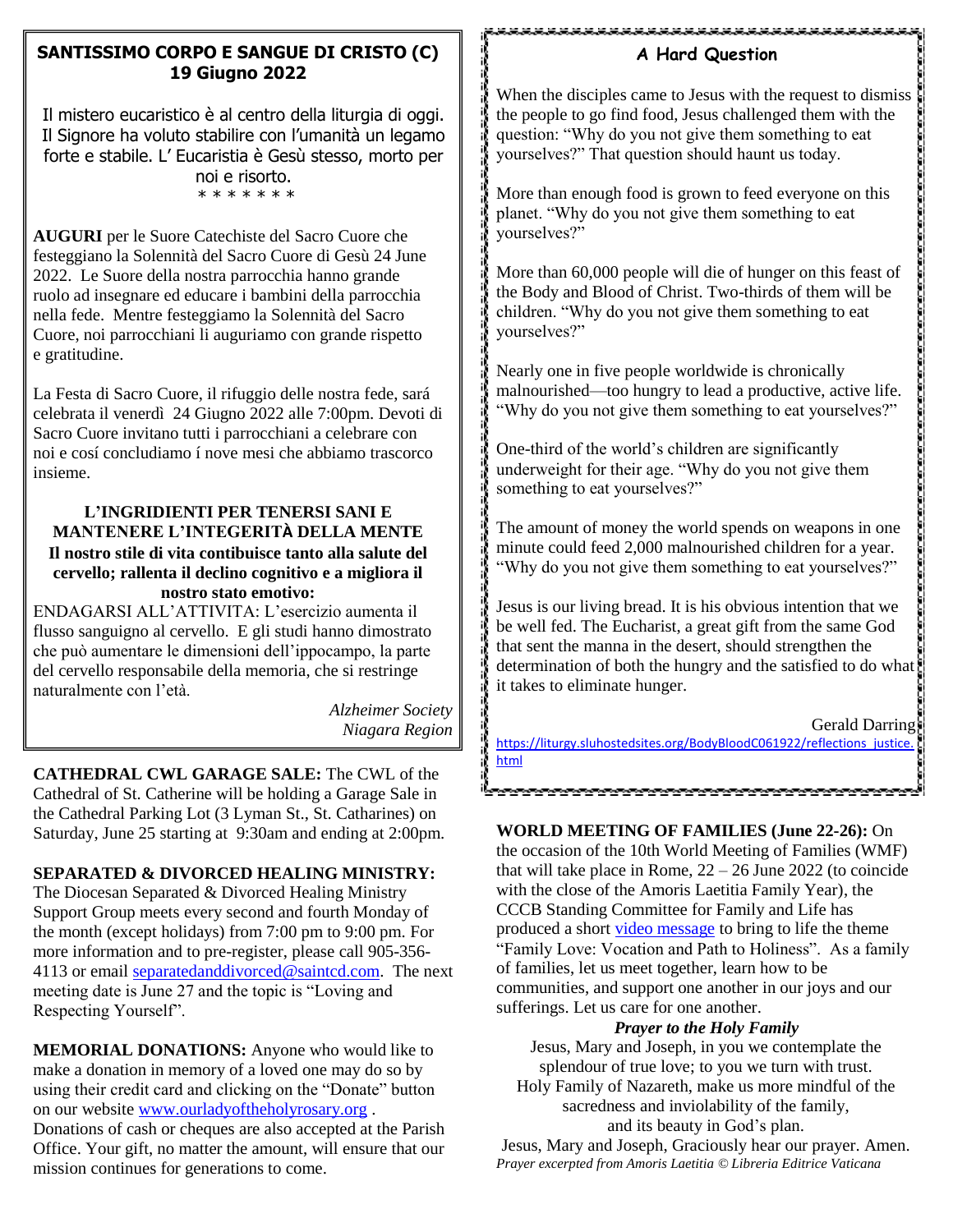## SANTISSIMO CORPO E SANGUE DI CRISTO (C)
## 19 Giugno 2022

Il mistero eucaristico è al centro della liturgia di oggi. Il Signore ha voluto stabilire con l'umanità un legamo forte e stabile. L' Eucaristia è Gesù stesso, morto per noi e risorto.

\* \* \* \* \* \* \*

**AUGURI** per le Suore Catechiste del Sacro Cuore che festeggiano la Solennità del Sacro Cuore di Gesù 24 June 2022. Le Suore della nostra parrocchia hanno grande ruolo ad insegnare ed educare i bambini della parrocchia nella fede. Mentre festeggiamo la Solennità del Sacro Cuore, noi parrocchiani li auguriamo con grande rispetto e gratitudine.

La Festa di Sacro Cuore, il rifuggio delle nostra fede, sará celebrata il venerdì 24 Giugno 2022 alle 7:00pm. Devoti di Sacro Cuore invitano tutti i parrocchiani a celebrare con noi e cosí concludiamo í nove mesi che abbiamo trascorco insieme.

**L'INGRIDIENTI PER TENERSI SANI E MANTENERE L'INTEGERITÀ DELLA MENTE**

**Il nostro stile di vita contibuisce tanto alla salute del cervello; rallenta il declino cognitivo e a migliora il nostro stato emotivo:**

ENDAGARSI ALL'ATTIVITA: L'esercizio aumenta il flusso sanguigno al cervello. E gli studi hanno dimostrato che può aumentare le dimensioni dell'ippocampo, la parte del cervello responsabile della memoria, che si restringe naturalmente con l'età.

*Alzheimer Society*
*Niagara Region*

**CATHEDRAL CWL GARAGE SALE:** The CWL of the Cathedral of St. Catherine will be holding a Garage Sale in the Cathedral Parking Lot (3 Lyman St., St. Catharines) on Saturday, June 25 starting at 9:30am and ending at 2:00pm.

**SEPARATED & DIVORCED HEALING MINISTRY:** The Diocesan Separated & Divorced Healing Ministry Support Group meets every second and fourth Monday of the month (except holidays) from 7:00 pm to 9:00 pm. For more information and to pre-register, please call 905-356-4113 or email separatedanddivorced@saintcd.com. The next meeting date is June 27 and the topic is "Loving and Respecting Yourself".

**MEMORIAL DONATIONS:** Anyone who would like to make a donation in memory of a loved one may do so by using their credit card and clicking on the "Donate" button on our website www.ourladyoftheholyrosary.org . Donations of cash or cheques are also accepted at the Parish Office. Your gift, no matter the amount, will ensure that our mission continues for generations to come.

## A Hard Question

When the disciples came to Jesus with the request to dismiss the people to go find food, Jesus challenged them with the question: "Why do you not give them something to eat yourselves?" That question should haunt us today.

More than enough food is grown to feed everyone on this planet. "Why do you not give them something to eat yourselves?"

More than 60,000 people will die of hunger on this feast of the Body and Blood of Christ. Two-thirds of them will be children. "Why do you not give them something to eat yourselves?"

Nearly one in five people worldwide is chronically malnourished—too hungry to lead a productive, active life. "Why do you not give them something to eat yourselves?"

One-third of the world's children are significantly underweight for their age. "Why do you not give them something to eat yourselves?"

The amount of money the world spends on weapons in one minute could feed 2,000 malnourished children for a year. "Why do you not give them something to eat yourselves?"

Jesus is our living bread. It is his obvious intention that we be well fed. The Eucharist, a great gift from the same God that sent the manna in the desert, should strengthen the determination of both the hungry and the satisfied to do what it takes to eliminate hunger.

Gerald Darring
https://liturgy.sluhostedsites.org/BodyBloodC061922/reflections_justice.html

**WORLD MEETING OF FAMILIES (June 22-26):** On the occasion of the 10th World Meeting of Families (WMF) that will take place in Rome, 22 – 26 June 2022 (to coincide with the close of the Amoris Laetitia Family Year), the CCCB Standing Committee for Family and Life has produced a short video message to bring to life the theme "Family Love: Vocation and Path to Holiness". As a family of families, let us meet together, learn how to be communities, and support one another in our joys and our sufferings. Let us care for one another.

***Prayer to the Holy Family***

Jesus, Mary and Joseph, in you we contemplate the splendour of true love; to you we turn with trust.
Holy Family of Nazareth, make us more mindful of the sacredness and inviolability of the family, and its beauty in God's plan.
Jesus, Mary and Joseph, Graciously hear our prayer. Amen.

*Prayer excerpted from Amoris Laetitia © Libreria Editrice Vaticana*